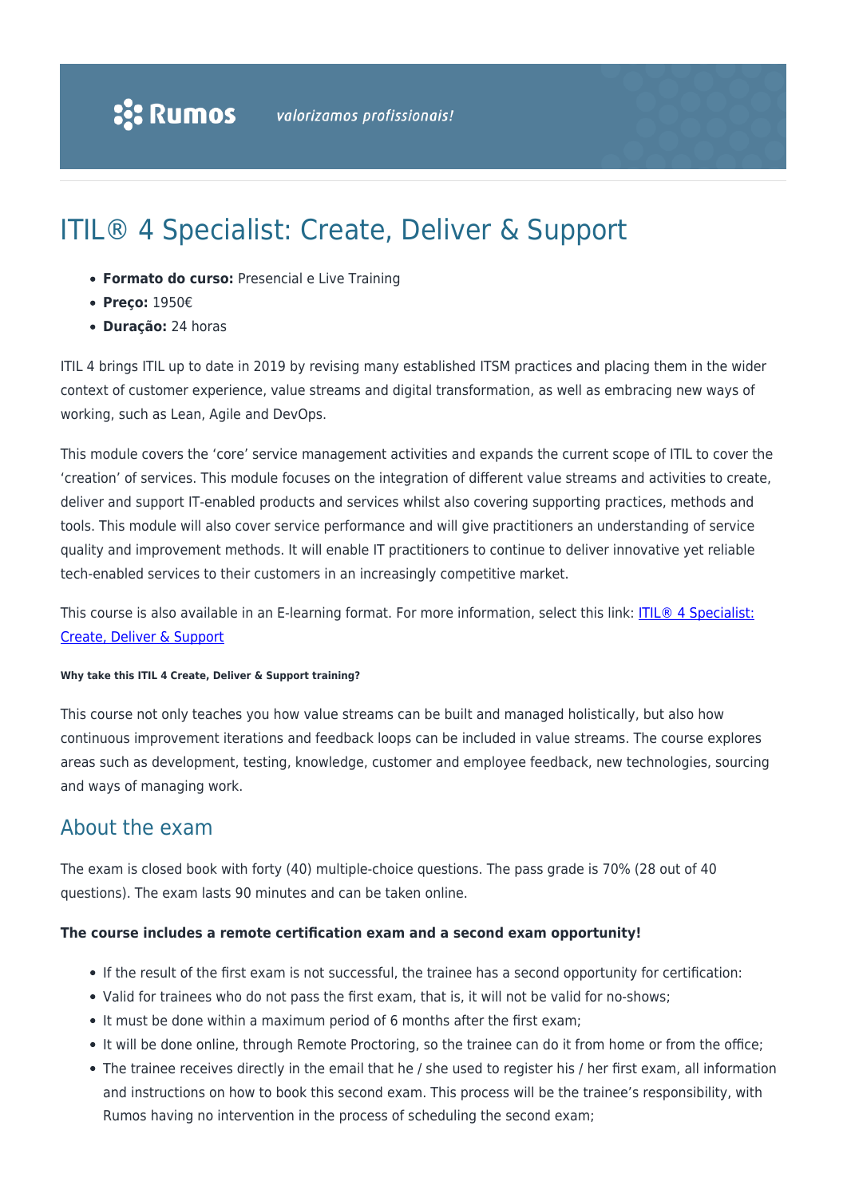# ITIL® 4 Specialist: Create, Deliver & Support

- **Formato do curso:** Presencial e Live Training
- **Preço:** 1950€
- **Duração:** 24 horas

ITIL 4 brings ITIL up to date in 2019 by revising many established ITSM practices and placing them in the wider context of customer experience, value streams and digital transformation, as well as embracing new ways of working, such as Lean, Agile and DevOps.

This module covers the 'core' service management activities and expands the current scope of ITIL to cover the 'creation' of services. This module focuses on the integration of different value streams and activities to create, deliver and support IT-enabled products and services whilst also covering supporting practices, methods and tools. This module will also cover service performance and will give practitioners an understanding of service quality and improvement methods. It will enable IT practitioners to continue to deliver innovative yet reliable tech-enabled services to their customers in an increasingly competitive market.

This course is also available in an E-learning format. For more information, select this link: [ITIL® 4 Specialist: Create, Deliver & Support]()

###### Why take this ITIL 4 Create, Deliver & Support training?

This course not only teaches you how value streams can be built and managed holistically, but also how continuous improvement iterations and feedback loops can be included in value streams. The course explores areas such as development, testing, knowledge, customer and employee feedback, new technologies, sourcing and ways of managing work.

## About the exam

The exam is closed book with forty (40) multiple-choice questions. The pass grade is 70% (28 out of 40 questions). The exam lasts 90 minutes and can be taken online.

**The course includes a remote certification exam and a second exam opportunity!**

- If the result of the first exam is not successful, the trainee has a second opportunity for certification:
- Valid for trainees who do not pass the first exam, that is, it will not be valid for no-shows;
- It must be done within a maximum period of 6 months after the first exam;
- It will be done online, through Remote Proctoring, so the trainee can do it from home or from the office;
- The trainee receives directly in the email that he / she used to register his / her first exam, all information and instructions on how to book this second exam. This process will be the trainee's responsibility, with Rumos having no intervention in the process of scheduling the second exam;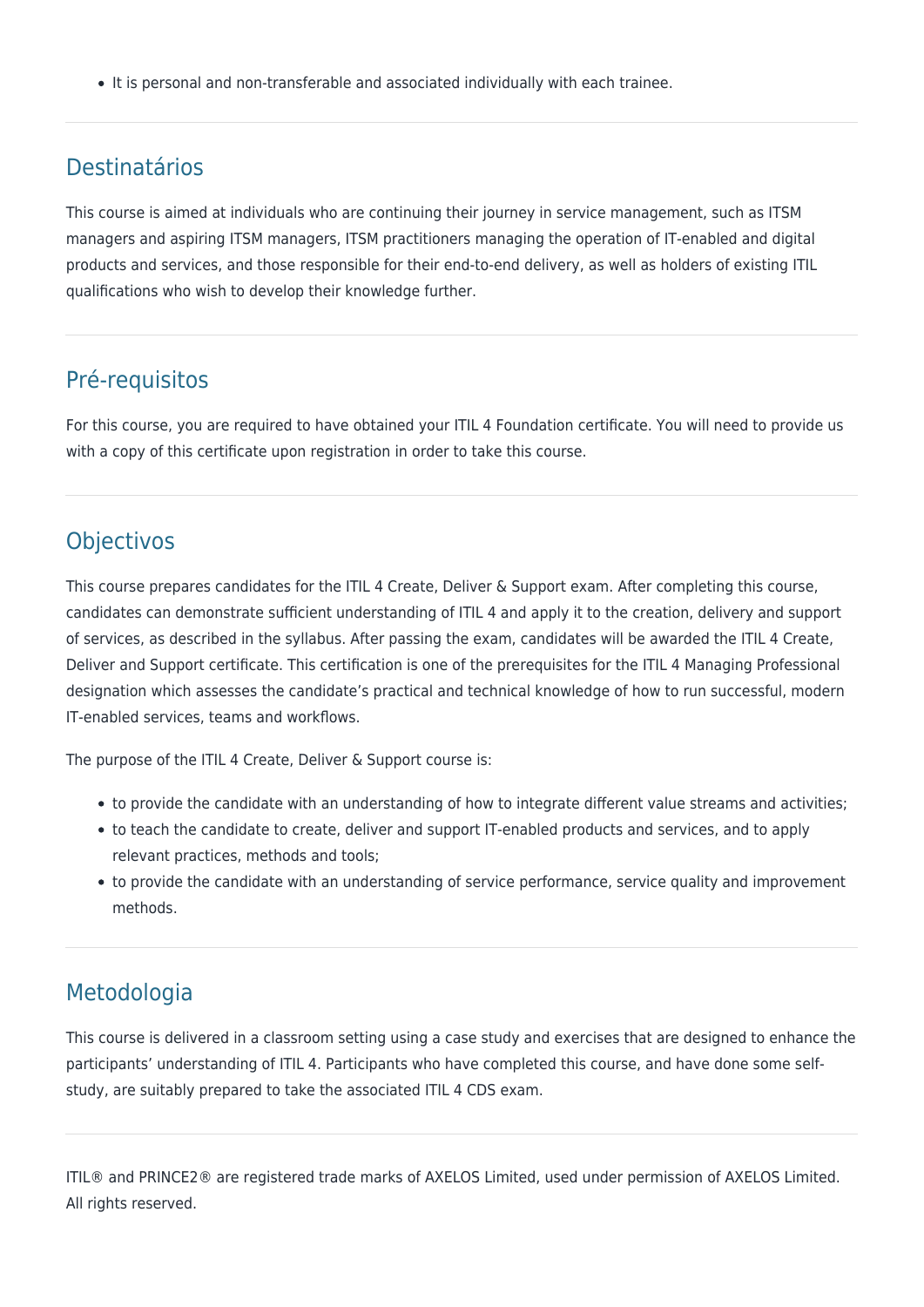- It is personal and non-transferable and associated individually with each trainee.

## Destinatários

This course is aimed at individuals who are continuing their journey in service management, such as ITSM managers and aspiring ITSM managers, ITSM practitioners managing the operation of IT-enabled and digital products and services, and those responsible for their end-to-end delivery, as well as holders of existing ITIL qualifications who wish to develop their knowledge further.

## Pré-requisitos

For this course, you are required to have obtained your ITIL 4 Foundation certificate. You will need to provide us with a copy of this certificate upon registration in order to take this course.

## Objectivos

This course prepares candidates for the ITIL 4 Create, Deliver & Support exam. After completing this course, candidates can demonstrate sufficient understanding of ITIL 4 and apply it to the creation, delivery and support of services, as described in the syllabus. After passing the exam, candidates will be awarded the ITIL 4 Create, Deliver and Support certificate. This certification is one of the prerequisites for the ITIL 4 Managing Professional designation which assesses the candidate's practical and technical knowledge of how to run successful, modern IT-enabled services, teams and workflows.

The purpose of the ITIL 4 Create, Deliver & Support course is:

- to provide the candidate with an understanding of how to integrate different value streams and activities;
- to teach the candidate to create, deliver and support IT-enabled products and services, and to apply relevant practices, methods and tools;
- to provide the candidate with an understanding of service performance, service quality and improvement methods.

## Metodologia

This course is delivered in a classroom setting using a case study and exercises that are designed to enhance the participants' understanding of ITIL 4. Participants who have completed this course, and have done some self-study, are suitably prepared to take the associated ITIL 4 CDS exam.

ITIL® and PRINCE2® are registered trade marks of AXELOS Limited, used under permission of AXELOS Limited. All rights reserved.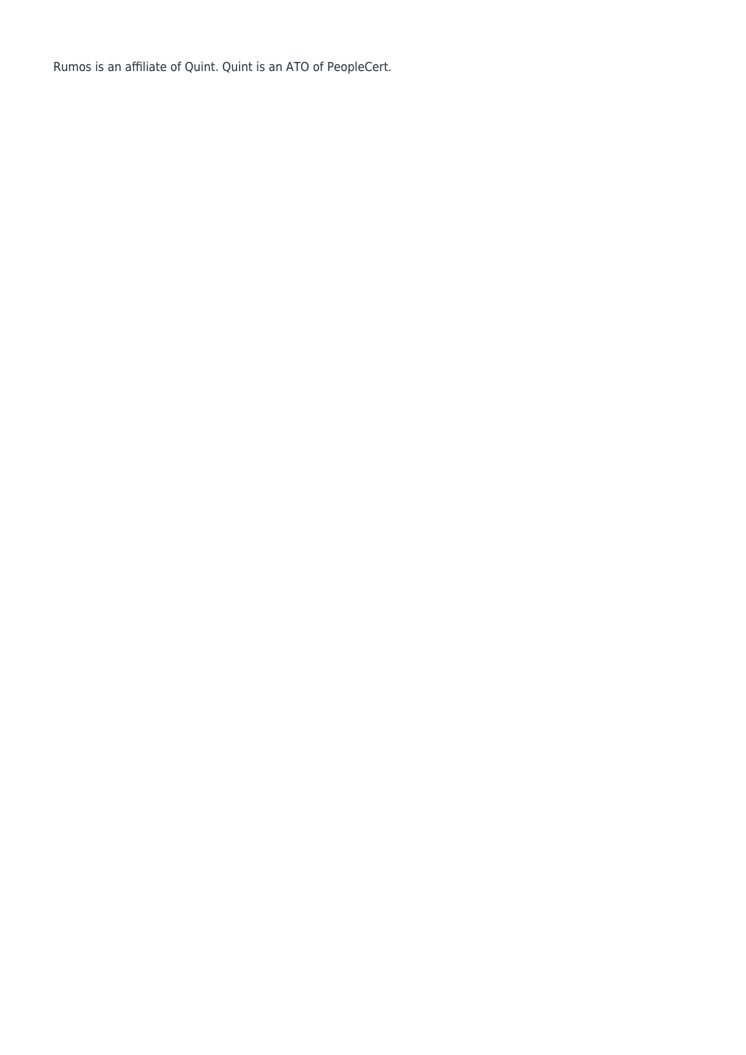Rumos is an affiliate of Quint. Quint is an ATO of PeopleCert.